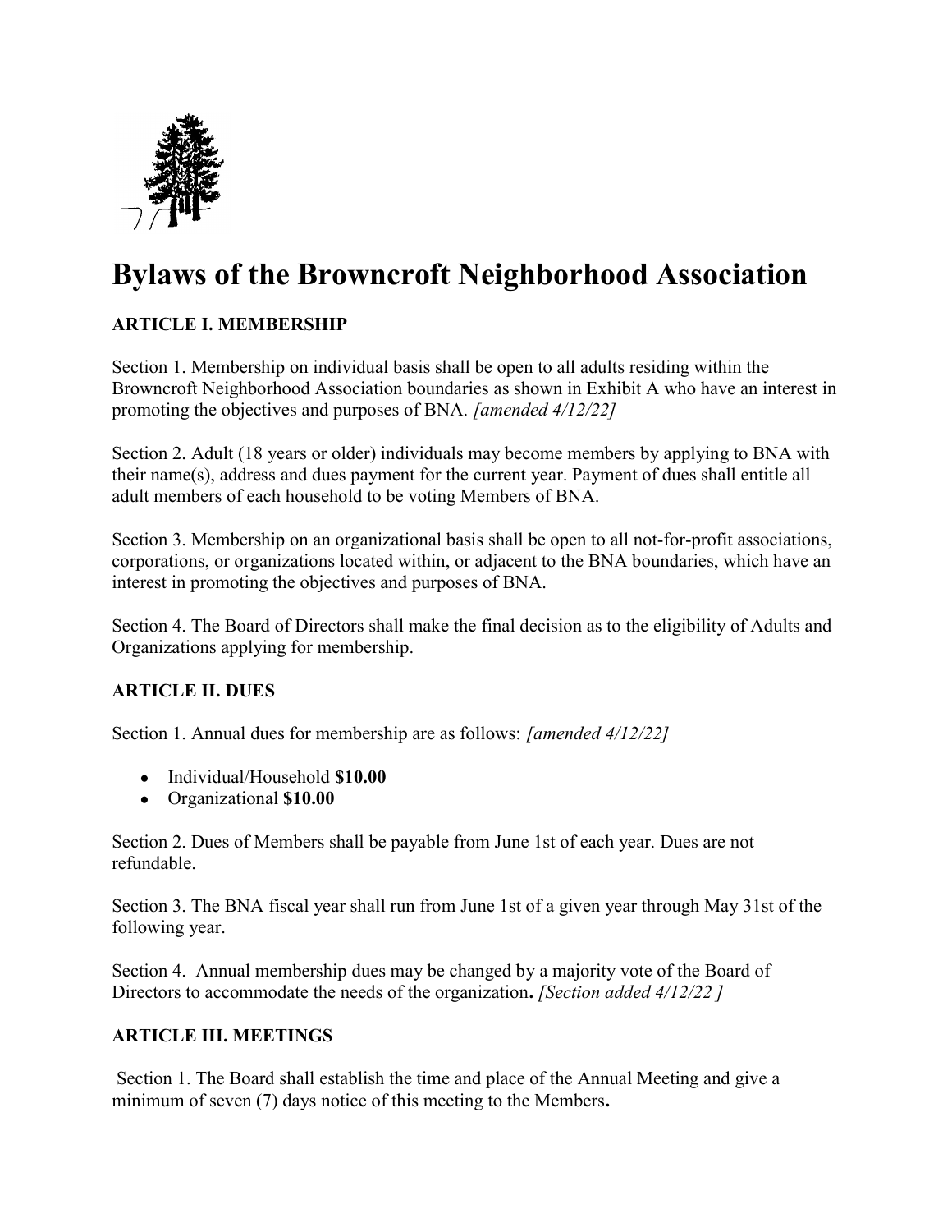# Bylaws of the Browncroft Neighborhood Association

### ARTICLE I. MEMBERSHIP

Section 1. Membership on individual basis shall be open to all adults residing within the Browncroft Neighborhood Association boundaries as shown in Exhibit A who have an interest in promoting the objectives and purposes of BNA. *[amended 4/12/22]*

Section 2. Adult (18 years or older) individuals may become members by applying to BNA with their name(s), address and dues payment for the current year. Payment of dues shall entitle all adult members of each household to be voting Members of BNA.

Section 3. Membership on an organizational basis shall be open to all not-for-profit associations, corporations, or organizations located within, or adjacent to the BNA boundaries, which have an interest in promoting the objectives and purposes of BNA.

Section 4. The Board of Directors shall make the final decision as to the eligibility of Adults and Organizations applying for membership.

### ARTICLE II. DUES

Section 1. Annual dues for membership are as follows: *[amended 4/12/22]*

- Individual/Household **$10.00**
- Organizational **$10.00**

Section 2. Dues of Members shall be payable from June 1st of each year. Dues are not refundable.

Section 3. The BNA fiscal year shall run from June 1st of a given year through May 31st of the following year.

Section 4. Annual membership dues may be changed by a majority vote of the Board of Directors to accommodate the needs of the organization**.** *[Section added 4/12/22 ]*

### ARTICLE III. MEETINGS

Section 1. The Board shall establish the time and place of the Annual Meeting and give a minimum of seven (7) days notice of this meeting to the Members**.**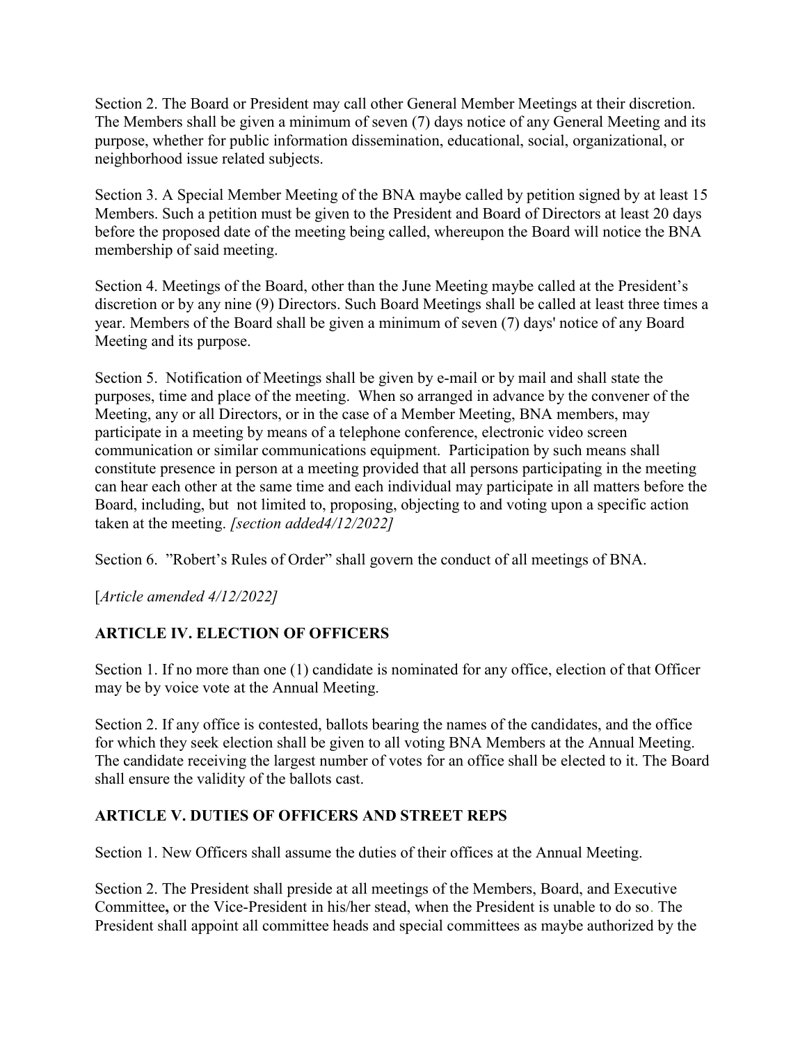Section 2. The Board or President may call other General Member Meetings at their discretion. The Members shall be given a minimum of seven (7) days notice of any General Meeting and its purpose, whether for public information dissemination, educational, social, organizational, or neighborhood issue related subjects.

Section 3. A Special Member Meeting of the BNA maybe called by petition signed by at least 15 Members. Such a petition must be given to the President and Board of Directors at least 20 days before the proposed date of the meeting being called, whereupon the Board will notice the BNA membership of said meeting.

Section 4. Meetings of the Board, other than the June Meeting maybe called at the President's discretion or by any nine (9) Directors. Such Board Meetings shall be called at least three times a year. Members of the Board shall be given a minimum of seven (7) days' notice of any Board Meeting and its purpose.

Section 5. Notification of Meetings shall be given by e-mail or by mail and shall state the purposes, time and place of the meeting. When so arranged in advance by the convener of the Meeting, any or all Directors, or in the case of a Member Meeting, BNA members, may participate in a meeting by means of a telephone conference, electronic video screen communication or similar communications equipment. Participation by such means shall constitute presence in person at a meeting provided that all persons participating in the meeting can hear each other at the same time and each individual may participate in all matters before the Board, including, but not limited to, proposing, objecting to and voting upon a specific action taken at the meeting. *[section added4/12/2022]*

Section 6. "Robert's Rules of Order" shall govern the conduct of all meetings of BNA.

[*Article amended 4/12/2022]*

## ARTICLE IV. ELECTION OF OFFICERS

Section 1. If no more than one (1) candidate is nominated for any office, election of that Officer may be by voice vote at the Annual Meeting.

Section 2. If any office is contested, ballots bearing the names of the candidates, and the office for which they seek election shall be given to all voting BNA Members at the Annual Meeting. The candidate receiving the largest number of votes for an office shall be elected to it. The Board shall ensure the validity of the ballots cast.

## ARTICLE V. DUTIES OF OFFICERS AND STREET REPS

Section 1. New Officers shall assume the duties of their offices at the Annual Meeting.

Section 2. The President shall preside at all meetings of the Members, Board, and Executive Committee**,** or the Vice-President in his/her stead, when the President is unable to do so. The President shall appoint all committee heads and special committees as maybe authorized by the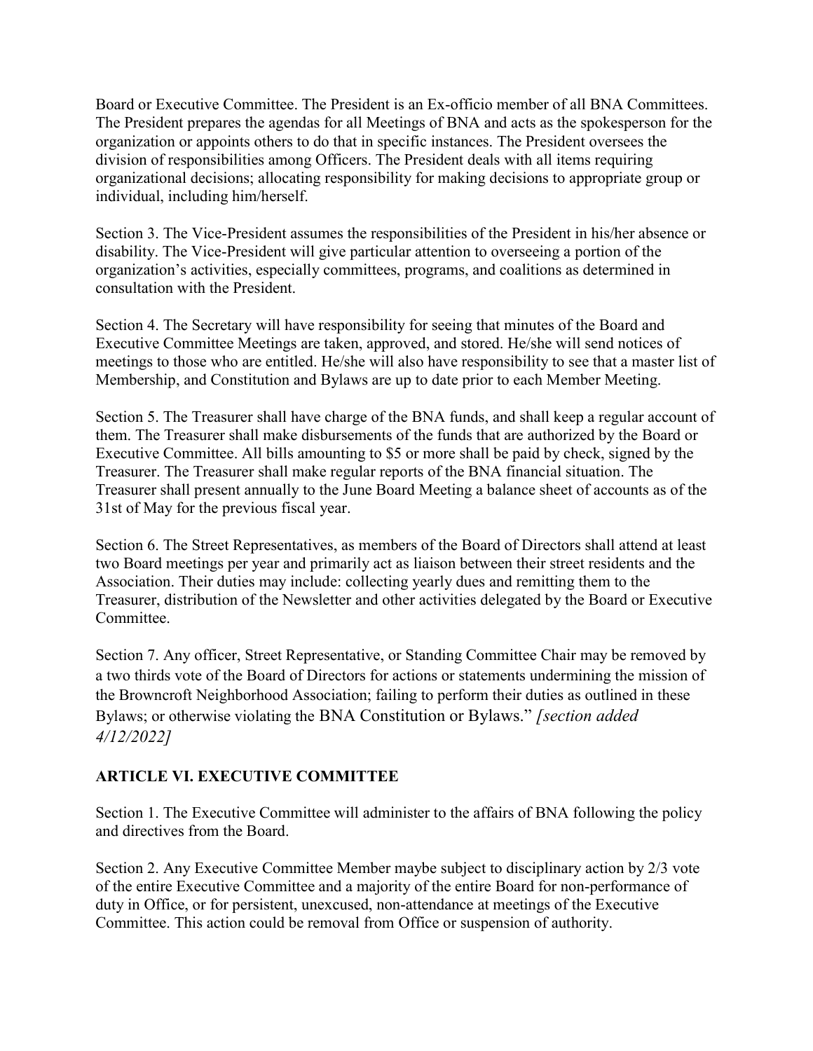Board or Executive Committee. The President is an Ex-officio member of all BNA Committees. The President prepares the agendas for all Meetings of BNA and acts as the spokesperson for the organization or appoints others to do that in specific instances. The President oversees the division of responsibilities among Officers. The President deals with all items requiring organizational decisions; allocating responsibility for making decisions to appropriate group or individual, including him/herself.

Section 3. The Vice-President assumes the responsibilities of the President in his/her absence or disability. The Vice-President will give particular attention to overseeing a portion of the organization's activities, especially committees, programs, and coalitions as determined in consultation with the President.

Section 4. The Secretary will have responsibility for seeing that minutes of the Board and Executive Committee Meetings are taken, approved, and stored. He/she will send notices of meetings to those who are entitled. He/she will also have responsibility to see that a master list of Membership, and Constitution and Bylaws are up to date prior to each Member Meeting.

Section 5. The Treasurer shall have charge of the BNA funds, and shall keep a regular account of them. The Treasurer shall make disbursements of the funds that are authorized by the Board or Executive Committee. All bills amounting to $5 or more shall be paid by check, signed by the Treasurer. The Treasurer shall make regular reports of the BNA financial situation. The Treasurer shall present annually to the June Board Meeting a balance sheet of accounts as of the 31st of May for the previous fiscal year.

Section 6. The Street Representatives, as members of the Board of Directors shall attend at least two Board meetings per year and primarily act as liaison between their street residents and the Association. Their duties may include: collecting yearly dues and remitting them to the Treasurer, distribution of the Newsletter and other activities delegated by the Board or Executive Committee.

Section 7. Any officer, Street Representative, or Standing Committee Chair may be removed by a two thirds vote of the Board of Directors for actions or statements undermining the mission of the Browncroft Neighborhood Association; failing to perform their duties as outlined in these Bylaws; or otherwise violating the BNA Constitution or Bylaws." *[section added 4/12/2022]*

## ARTICLE VI. EXECUTIVE COMMITTEE

Section 1. The Executive Committee will administer to the affairs of BNA following the policy and directives from the Board.

Section 2. Any Executive Committee Member maybe subject to disciplinary action by 2/3 vote of the entire Executive Committee and a majority of the entire Board for non-performance of duty in Office, or for persistent, unexcused, non-attendance at meetings of the Executive Committee. This action could be removal from Office or suspension of authority.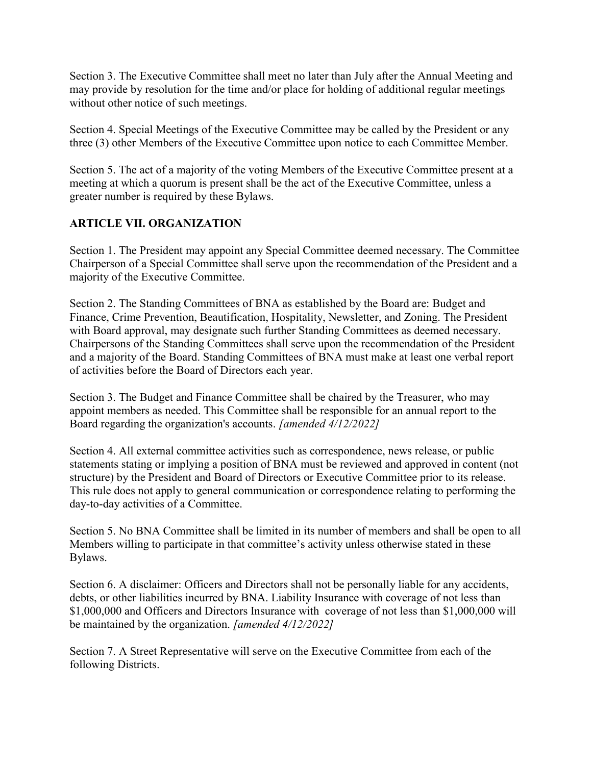Section 3. The Executive Committee shall meet no later than July after the Annual Meeting and may provide by resolution for the time and/or place for holding of additional regular meetings without other notice of such meetings.

Section 4. Special Meetings of the Executive Committee may be called by the President or any three (3) other Members of the Executive Committee upon notice to each Committee Member.

Section 5. The act of a majority of the voting Members of the Executive Committee present at a meeting at which a quorum is present shall be the act of the Executive Committee, unless a greater number is required by these Bylaws.

## ARTICLE VII. ORGANIZATION

Section 1. The President may appoint any Special Committee deemed necessary. The Committee Chairperson of a Special Committee shall serve upon the recommendation of the President and a majority of the Executive Committee.

Section 2. The Standing Committees of BNA as established by the Board are: Budget and Finance, Crime Prevention, Beautification, Hospitality, Newsletter, and Zoning. The President with Board approval, may designate such further Standing Committees as deemed necessary. Chairpersons of the Standing Committees shall serve upon the recommendation of the President and a majority of the Board. Standing Committees of BNA must make at least one verbal report of activities before the Board of Directors each year.

Section 3. The Budget and Finance Committee shall be chaired by the Treasurer, who may appoint members as needed. This Committee shall be responsible for an annual report to the Board regarding the organization's accounts. *[amended 4/12/2022]*

Section 4. All external committee activities such as correspondence, news release, or public statements stating or implying a position of BNA must be reviewed and approved in content (not structure) by the President and Board of Directors or Executive Committee prior to its release. This rule does not apply to general communication or correspondence relating to performing the day-to-day activities of a Committee.

Section 5. No BNA Committee shall be limited in its number of members and shall be open to all Members willing to participate in that committee's activity unless otherwise stated in these Bylaws.

Section 6. A disclaimer: Officers and Directors shall not be personally liable for any accidents, debts, or other liabilities incurred by BNA. Liability Insurance with coverage of not less than $1,000,000 and Officers and Directors Insurance with coverage of not less than $1,000,000 will be maintained by the organization. *[amended 4/12/2022]*

Section 7. A Street Representative will serve on the Executive Committee from each of the following Districts.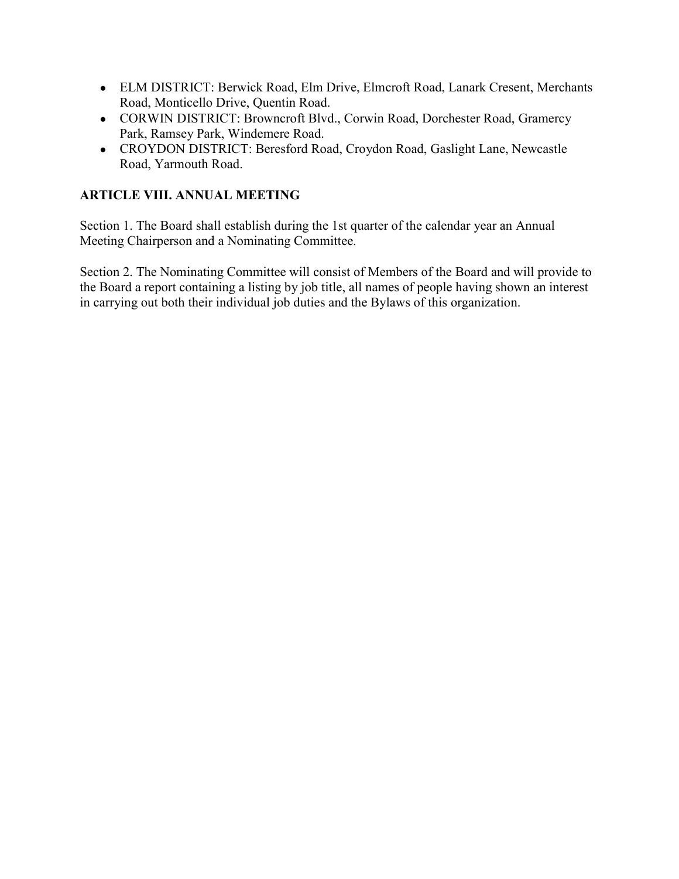- ELM DISTRICT: Berwick Road, Elm Drive, Elmcroft Road, Lanark Cresent, Merchants Road, Monticello Drive, Quentin Road.
- CORWIN DISTRICT: Browncroft Blvd., Corwin Road, Dorchester Road, Gramercy Park, Ramsey Park, Windemere Road.
- CROYDON DISTRICT: Beresford Road, Croydon Road, Gaslight Lane, Newcastle Road, Yarmouth Road.

**ARTICLE VIII. ANNUAL MEETING**

Section 1. The Board shall establish during the 1st quarter of the calendar year an Annual Meeting Chairperson and a Nominating Committee.

Section 2. The Nominating Committee will consist of Members of the Board and will provide to the Board a report containing a listing by job title, all names of people having shown an interest in carrying out both their individual job duties and the Bylaws of this organization.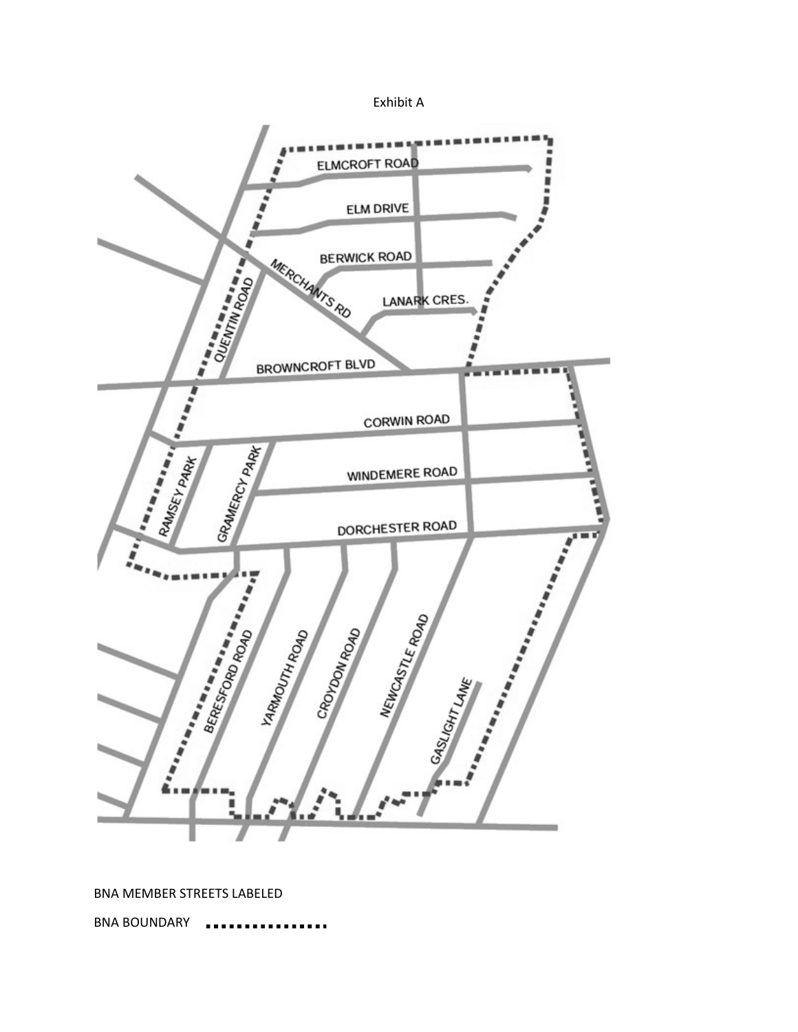Exhibit A

ELMCROFT ROAD

ELM DRIVE

BERWICK ROAD

MERCHANTS RD

LANARK CRES.

QUENTIN ROAD

BROWNCROFT BLVD

CORWIN ROAD

WINDEMERE ROAD

RAMSEY PARK

GRAMERCY PARK

DORCHESTER ROAD

BERESFORD ROAD

YARMOUTH ROAD

CROYDON ROAD

NEWCASTLE ROAD

GASLIGHT LANE

BNA MEMBER STREETS LABELED

BNA BOUNDARY ................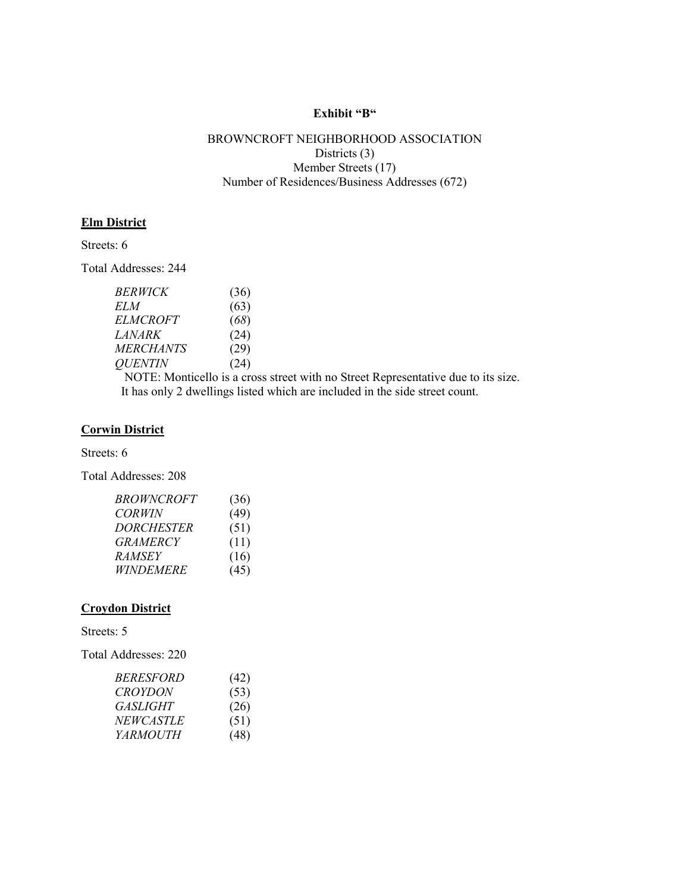**Exhibit "B"**

BROWNCROFT NEIGHBORHOOD ASSOCIATION
Districts (3)
Member Streets (17)
Number of Residences/Business Addresses (672)

**Elm District**

Streets: 6

Total Addresses: 244

| | |
|---|---|
| *BERWICK* | (36) |
| *ELM* | (63) |
| *ELMCROFT* | (*68*) |
| *LANARK* | (24) |
| *MERCHANTS* | (29) |
| *QUENTIN* | (24) |

NOTE: Monticello is a cross street with no Street Representative due to its size. It has only 2 dwellings listed which are included in the side street count.

**Corwin District**

Streets: 6

Total Addresses: 208

| | |
|---|---|
| *BROWNCROFT* | (36) |
| *CORWIN* | (49) |
| *DORCHESTER* | (51) |
| *GRAMERCY* | (11) |
| *RAMSEY* | (16) |
| *WINDEMERE* | (45) |

**Croydon District**

Streets: 5

Total Addresses: 220

| | |
|---|---|
| *BERESFORD* | (42) |
| *CROYDON* | (53) |
| *GASLIGHT* | (26) |
| *NEWCASTLE* | (51) |
| *YARMOUTH* | (48) |